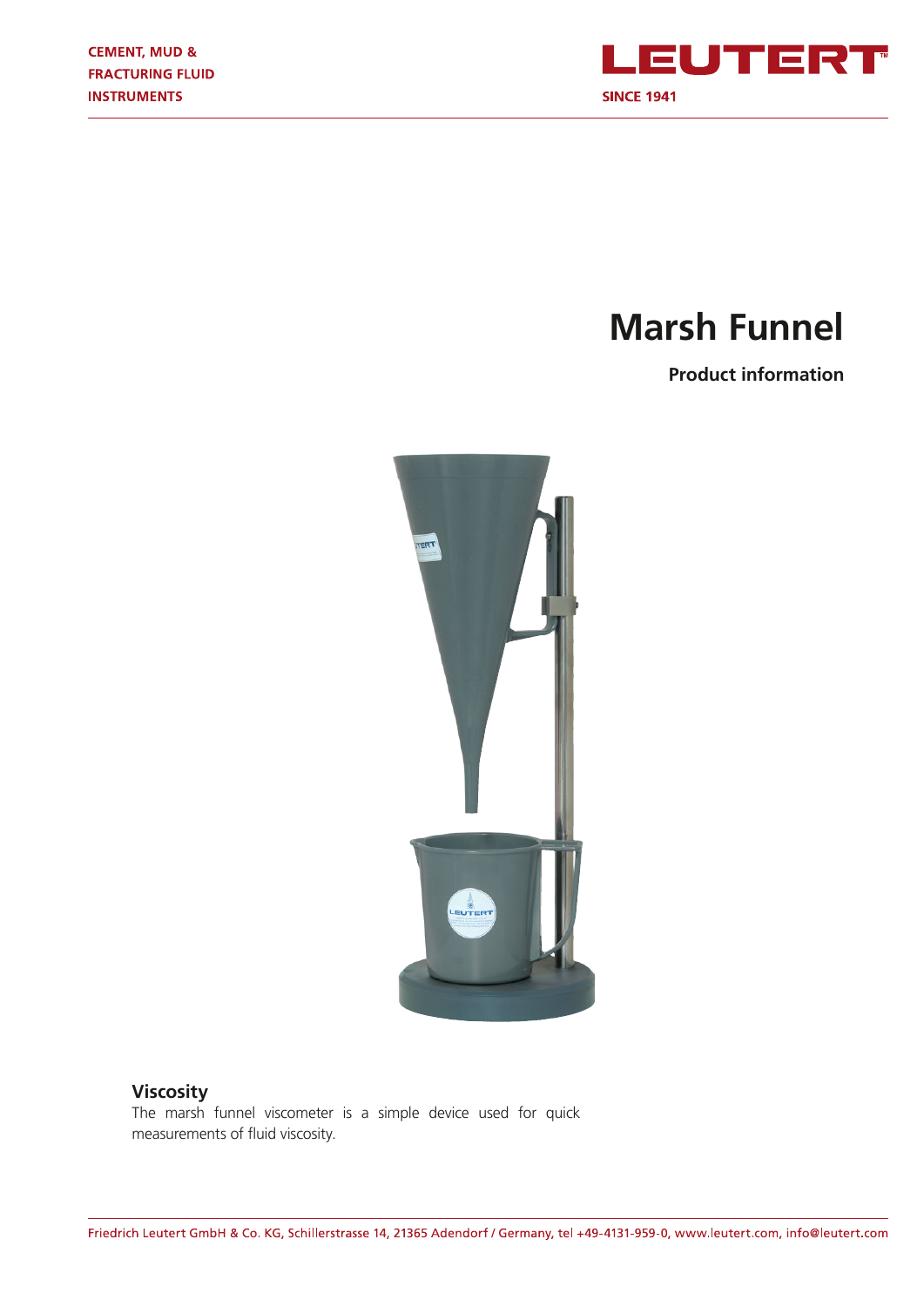CEMENT, MUD & FRACTURING FLUID INSTRUMENTS

LEUTERT

SINCE 1941

# Marsh Funnel

**Product information**

## Viscosity

The marsh funnel viscometer is a simple device used for quick measurements of fluid viscosity.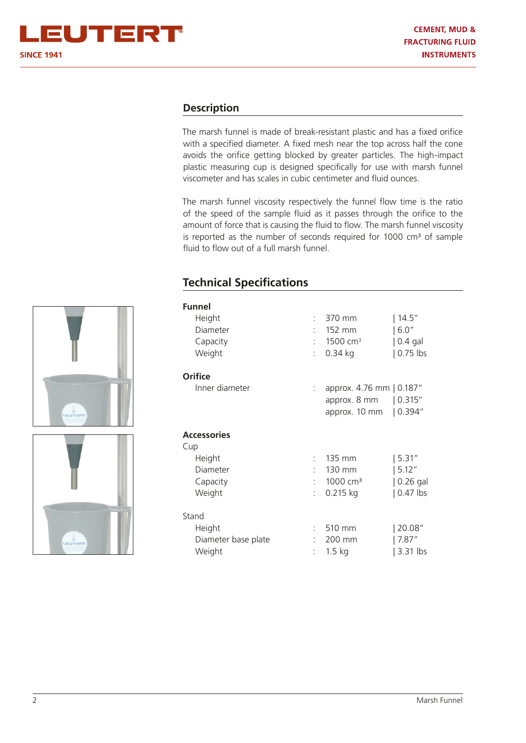## Description

The marsh funnel is made of break-resistant plastic and has a fixed orifice with a specified diameter. A fixed mesh near the top across half the cone avoids the orifice getting blocked by greater particles. The high-impact plastic measuring cup is designed specifically for use with marsh funnel viscometer and has scales in cubic centimeter and fluid ounces.

The marsh funnel viscosity respectively the funnel flow time is the ratio of the speed of the sample fluid as it passes through the orifice to the amount of force that is causing the fluid to flow. The marsh funnel viscosity is reported as the number of seconds required for 1000 cm³ of sample fluid to flow out of a full marsh funnel.

## Technical Specifications

| | | | |
|---|---|---|---|
| **Funnel** | | | |
| Height | : | 370 mm | 14.5″ |
| Diameter | : | 152 mm | 6.0″ |
| Capacity | : | 1500 cm³ | 0.4 gal |
| Weight | : | 0.34 kg | 0.75 lbs |
| **Orifice** | | | |
| Inner diameter | : | approx. 4.76 mm | 0.187″ |
| | | approx. 8 mm | 0.315″ |
| | | approx. 10 mm | 0.394″ |
| **Accessories** | | | |
| Cup | | | |
| Height | : | 135 mm | 5.31″ |
| Diameter | : | 130 mm | 5.12″ |
| Capacity | : | 1000 cm³ | 0.26 gal |
| Weight | : | 0.215 kg | 0.47 lbs |
| Stand | | | |
| Height | : | 510 mm | 20.08″ |
| Diameter base plate | : | 200 mm | 7.87″ |
| Weight | : | 1.5 kg | 3.31 lbs |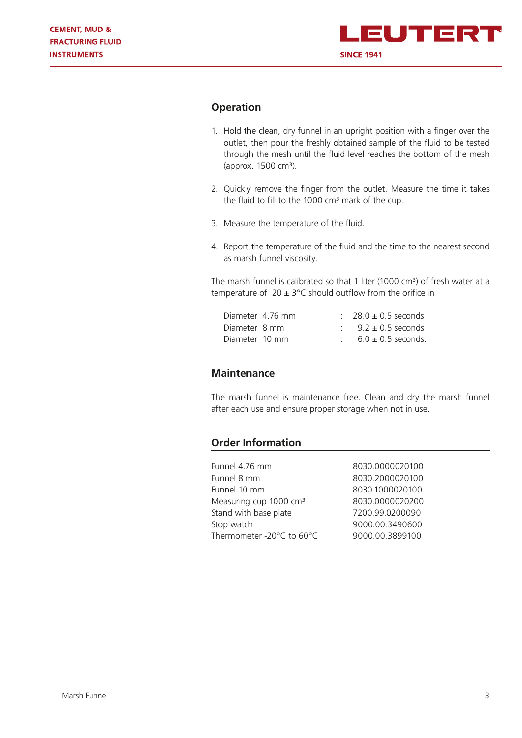## Operation

1. Hold the clean, dry funnel in an upright position with a finger over the outlet, then pour the freshly obtained sample of the fluid to be tested through the mesh until the fluid level reaches the bottom of the mesh (approx. 1500 $cm^3$).

2. Quickly remove the finger from the outlet. Measure the time it takes the fluid to fill to the 1000 $cm^3$ mark of the cup.

3. Measure the temperature of the fluid.

4. Report the temperature of the fluid and the time to the nearest second as marsh funnel viscosity.

The marsh funnel is calibrated so that 1 liter (1000 $cm^3$) of fresh water at a temperature of $20 \pm 3$°C should outflow from the orifice in

| | | |
|---|---|---|
| Diameter 4.76 mm | : | $28.0 \pm 0.5$ seconds |
| Diameter 8 mm | : | $9.2 \pm 0.5$ seconds |
| Diameter 10 mm | : | $6.0 \pm 0.5$ seconds. |

## Maintenance

The marsh funnel is maintenance free. Clean and dry the marsh funnel after each use and ensure proper storage when not in use.

## Order Information

| | |
|---|---|
| Funnel 4.76 mm | 8030.0000020100 |
| Funnel 8 mm | 8030.2000020100 |
| Funnel 10 mm | 8030.1000020100 |
| Measuring cup 1000 $cm^3$ | 8030.0000020200 |
| Stand with base plate | 7200.99.0200090 |
| Stop watch | 9000.00.3490600 |
| Thermometer -20°C to 60°C | 9000.00.3899100 |